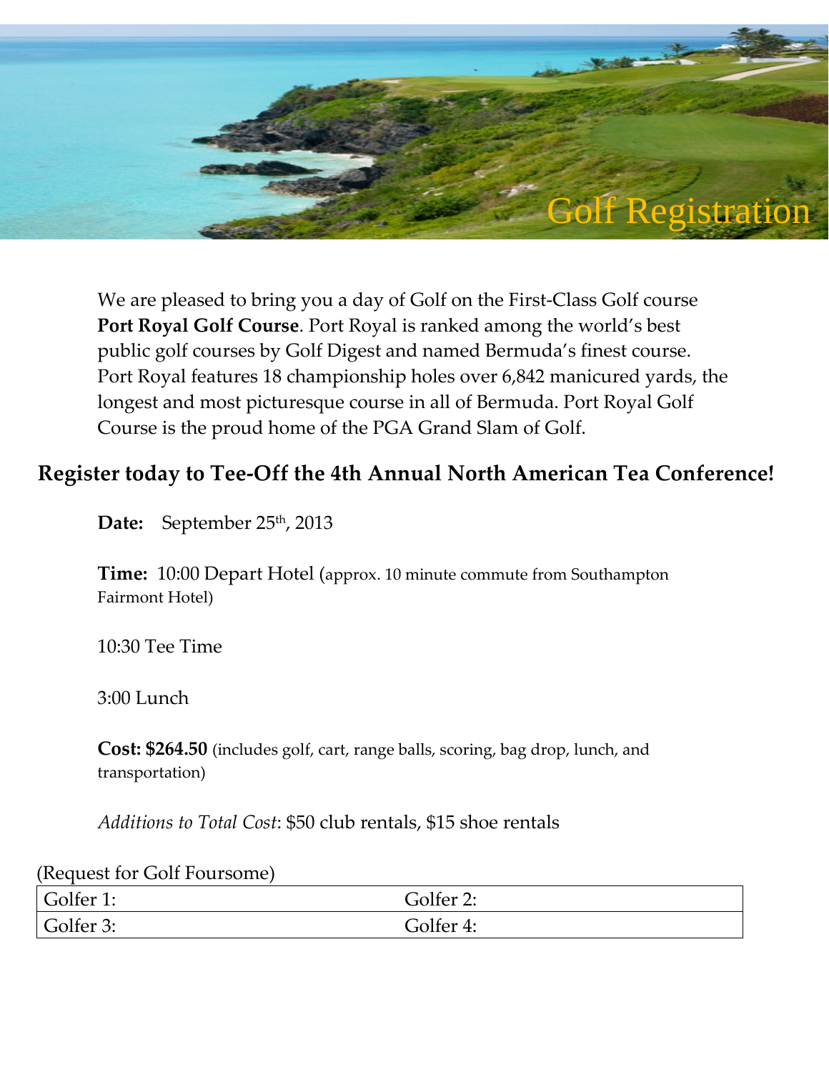# Golf Registration

We are pleased to bring you a day of Golf on the First-Class Golf course **Port Royal Golf Course**. Port Royal is ranked among the world's best public golf courses by Golf Digest and named Bermuda's finest course. Port Royal features 18 championship holes over 6,842 manicured yards, the longest and most picturesque course in all of Bermuda. Port Royal Golf Course is the proud home of the PGA Grand Slam of Golf.

## Register today to Tee-Off the 4th Annual North American Tea Conference!

**Date:** September 25th, 2013

**Time:** 10:00 Depart Hotel (approx. 10 minute commute from Southampton Fairmont Hotel)

10:30 Tee Time

3:00 Lunch

**Cost: $264.50** (includes golf, cart, range balls, scoring, bag drop, lunch, and transportation)

*Additions to Total Cost*: $50 club rentals, $15 shoe rentals

(Request for Golf Foursome)

| | |
|---|---|
| Golfer 1: | Golfer 2: |
| Golfer 3: | Golfer 4: |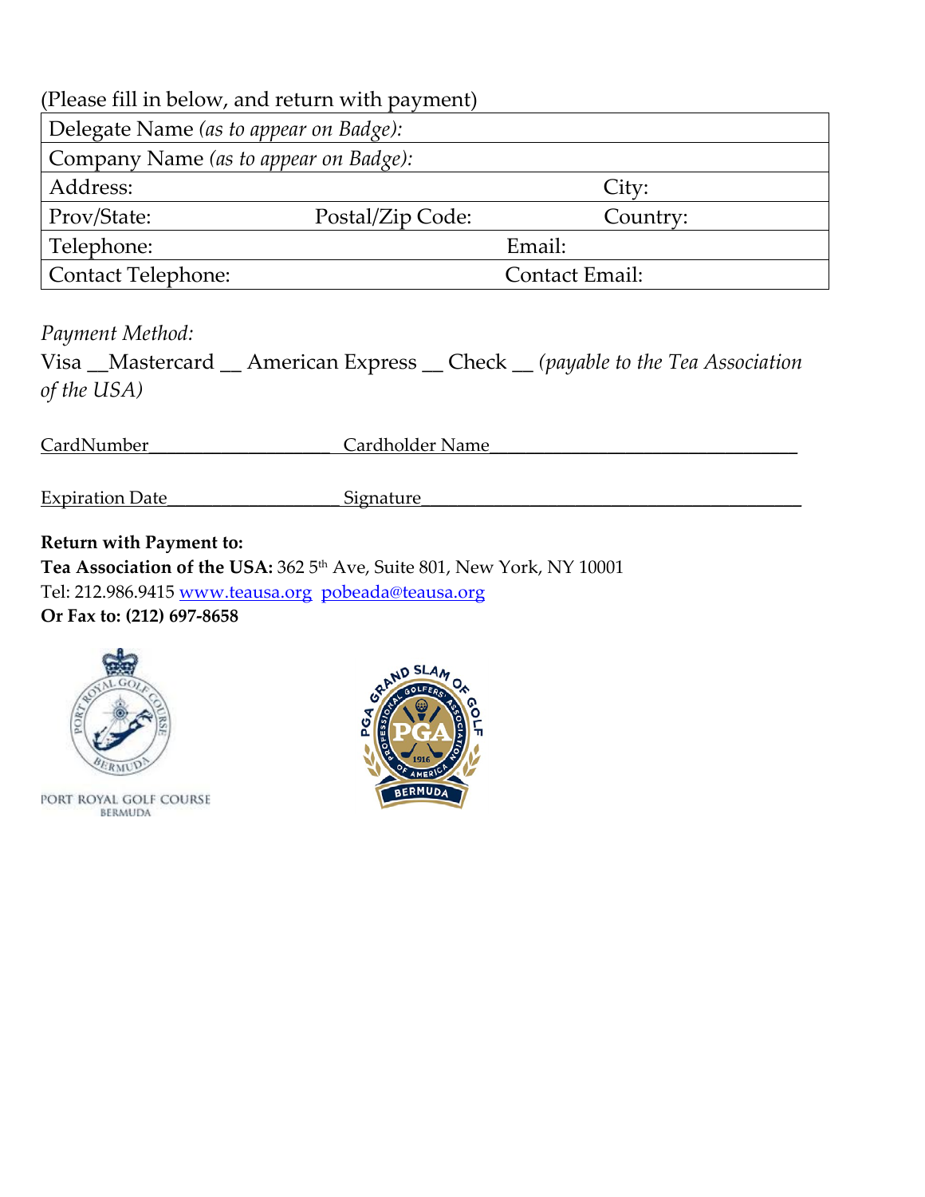(Please fill in below, and return with payment)

| | | |
|---|---|---|
| Delegate Name *(as to appear on Badge):* | | |
| Company Name *(as to appear on Badge):* | | |
| Address: | | City: |
| Prov/State: | Postal/Zip Code: | Country: |
| Telephone: | Email: | |
| Contact Telephone: | Contact Email: | |

*Payment Method:*

Visa __Mastercard __ American Express __ Check __ *(payable to the Tea Association of the USA)*

CardNumber____________________ Cardholder Name__________________________________

Expiration Date___________________ Signature__________________________________________

**Return with Payment to:**

**Tea Association of the USA:** 362 5th Ave, Suite 801, New York, NY 10001

Tel: 212.986.9415 www.teausa.org pobeada@teausa.org

**Or Fax to: (212) 697-8658**

PORT ROYAL GOLF COURSE
BERMUDA

PGA GRAND SLAM OF GOLF
BERMUDA